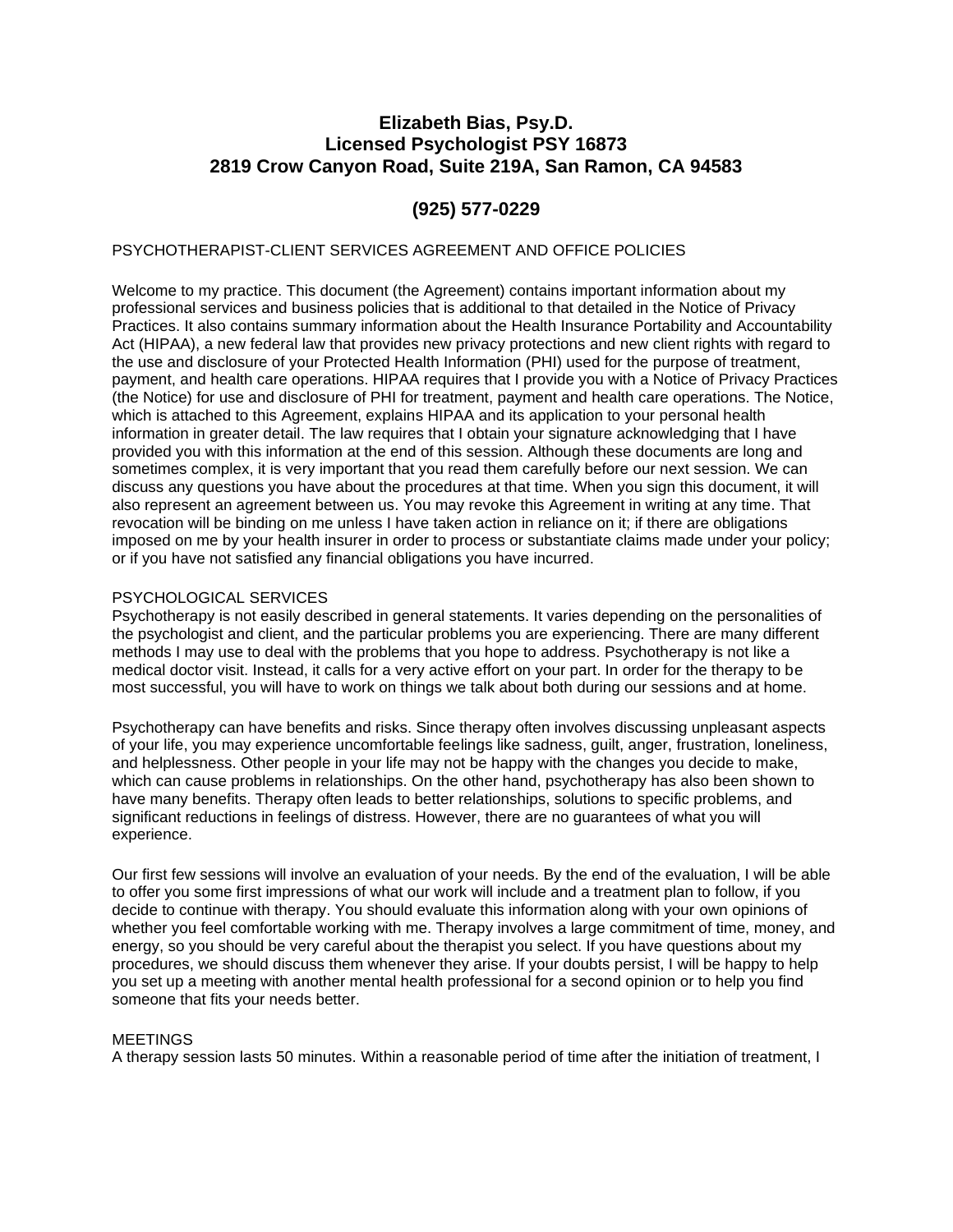# Elizabeth Bias, Psy.D.
# Licensed Psychologist PSY 16873
# 2819 Crow Canyon Road, Suite 219A, San Ramon, CA 94583

## (925) 577-0229

PSYCHOTHERAPIST-CLIENT SERVICES AGREEMENT AND OFFICE POLICIES

Welcome to my practice. This document (the Agreement) contains important information about my professional services and business policies that is additional to that detailed in the Notice of Privacy Practices. It also contains summary information about the Health Insurance Portability and Accountability Act (HIPAA), a new federal law that provides new privacy protections and new client rights with regard to the use and disclosure of your Protected Health Information (PHI) used for the purpose of treatment, payment, and health care operations. HIPAA requires that I provide you with a Notice of Privacy Practices (the Notice) for use and disclosure of PHI for treatment, payment and health care operations. The Notice, which is attached to this Agreement, explains HIPAA and its application to your personal health information in greater detail. The law requires that I obtain your signature acknowledging that I have provided you with this information at the end of this session. Although these documents are long and sometimes complex, it is very important that you read them carefully before our next session. We can discuss any questions you have about the procedures at that time. When you sign this document, it will also represent an agreement between us. You may revoke this Agreement in writing at any time. That revocation will be binding on me unless I have taken action in reliance on it; if there are obligations imposed on me by your health insurer in order to process or substantiate claims made under your policy; or if you have not satisfied any financial obligations you have incurred.

PSYCHOLOGICAL SERVICES

Psychotherapy is not easily described in general statements. It varies depending on the personalities of the psychologist and client, and the particular problems you are experiencing. There are many different methods I may use to deal with the problems that you hope to address. Psychotherapy is not like a medical doctor visit. Instead, it calls for a very active effort on your part. In order for the therapy to be most successful, you will have to work on things we talk about both during our sessions and at home.

Psychotherapy can have benefits and risks. Since therapy often involves discussing unpleasant aspects of your life, you may experience uncomfortable feelings like sadness, guilt, anger, frustration, loneliness, and helplessness. Other people in your life may not be happy with the changes you decide to make, which can cause problems in relationships. On the other hand, psychotherapy has also been shown to have many benefits. Therapy often leads to better relationships, solutions to specific problems, and significant reductions in feelings of distress. However, there are no guarantees of what you will experience.

Our first few sessions will involve an evaluation of your needs. By the end of the evaluation, I will be able to offer you some first impressions of what our work will include and a treatment plan to follow, if you decide to continue with therapy. You should evaluate this information along with your own opinions of whether you feel comfortable working with me. Therapy involves a large commitment of time, money, and energy, so you should be very careful about the therapist you select. If you have questions about my procedures, we should discuss them whenever they arise. If your doubts persist, I will be happy to help you set up a meeting with another mental health professional for a second opinion or to help you find someone that fits your needs better.

MEETINGS

A therapy session lasts 50 minutes. Within a reasonable period of time after the initiation of treatment, I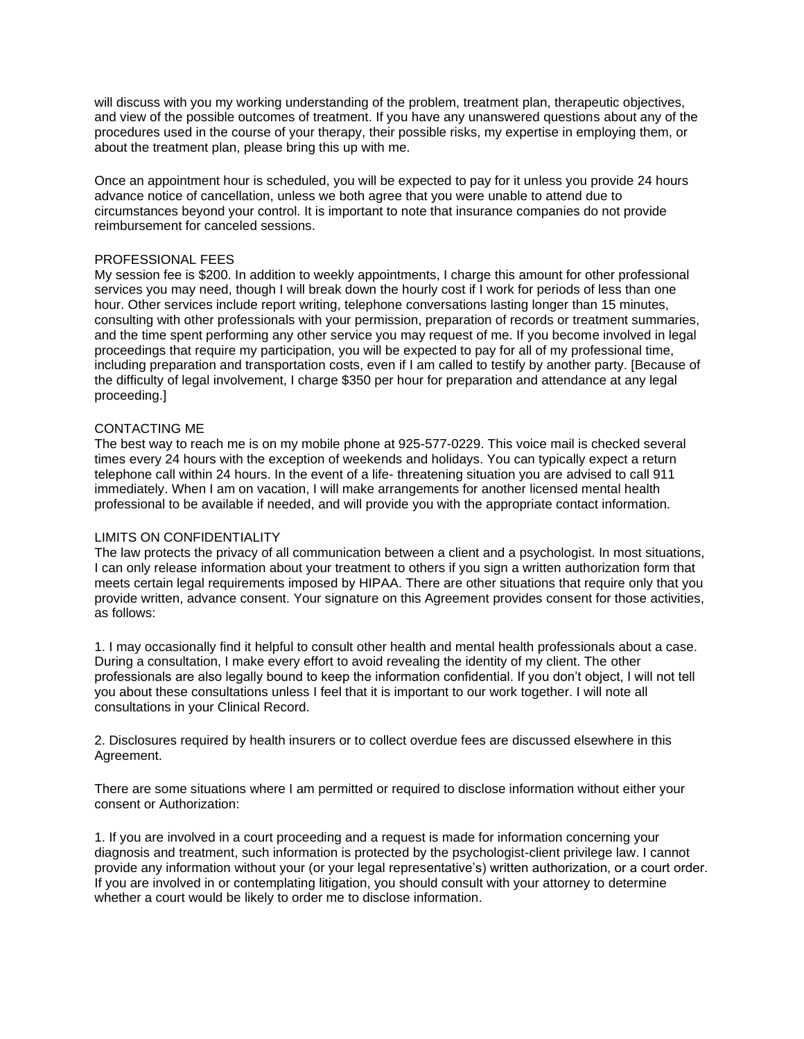will discuss with you my working understanding of the problem, treatment plan, therapeutic objectives, and view of the possible outcomes of treatment. If you have any unanswered questions about any of the procedures used in the course of your therapy, their possible risks, my expertise in employing them, or about the treatment plan, please bring this up with me.

Once an appointment hour is scheduled, you will be expected to pay for it unless you provide 24 hours advance notice of cancellation, unless we both agree that you were unable to attend due to circumstances beyond your control. It is important to note that insurance companies do not provide reimbursement for canceled sessions.

## PROFESSIONAL FEES

My session fee is $200. In addition to weekly appointments, I charge this amount for other professional services you may need, though I will break down the hourly cost if I work for periods of less than one hour. Other services include report writing, telephone conversations lasting longer than 15 minutes, consulting with other professionals with your permission, preparation of records or treatment summaries, and the time spent performing any other service you may request of me. If you become involved in legal proceedings that require my participation, you will be expected to pay for all of my professional time, including preparation and transportation costs, even if I am called to testify by another party. [Because of the difficulty of legal involvement, I charge $350 per hour for preparation and attendance at any legal proceeding.]

## CONTACTING ME

The best way to reach me is on my mobile phone at 925-577-0229. This voice mail is checked several times every 24 hours with the exception of weekends and holidays. You can typically expect a return telephone call within 24 hours. In the event of a life- threatening situation you are advised to call 911 immediately. When I am on vacation, I will make arrangements for another licensed mental health professional to be available if needed, and will provide you with the appropriate contact information.

## LIMITS ON CONFIDENTIALITY

The law protects the privacy of all communication between a client and a psychologist. In most situations, I can only release information about your treatment to others if you sign a written authorization form that meets certain legal requirements imposed by HIPAA. There are other situations that require only that you provide written, advance consent. Your signature on this Agreement provides consent for those activities, as follows:

1. I may occasionally find it helpful to consult other health and mental health professionals about a case. During a consultation, I make every effort to avoid revealing the identity of my client. The other professionals are also legally bound to keep the information confidential. If you don't object, I will not tell you about these consultations unless I feel that it is important to our work together. I will note all consultations in your Clinical Record.

2. Disclosures required by health insurers or to collect overdue fees are discussed elsewhere in this Agreement.

There are some situations where I am permitted or required to disclose information without either your consent or Authorization:

1. If you are involved in a court proceeding and a request is made for information concerning your diagnosis and treatment, such information is protected by the psychologist-client privilege law. I cannot provide any information without your (or your legal representative's) written authorization, or a court order. If you are involved in or contemplating litigation, you should consult with your attorney to determine whether a court would be likely to order me to disclose information.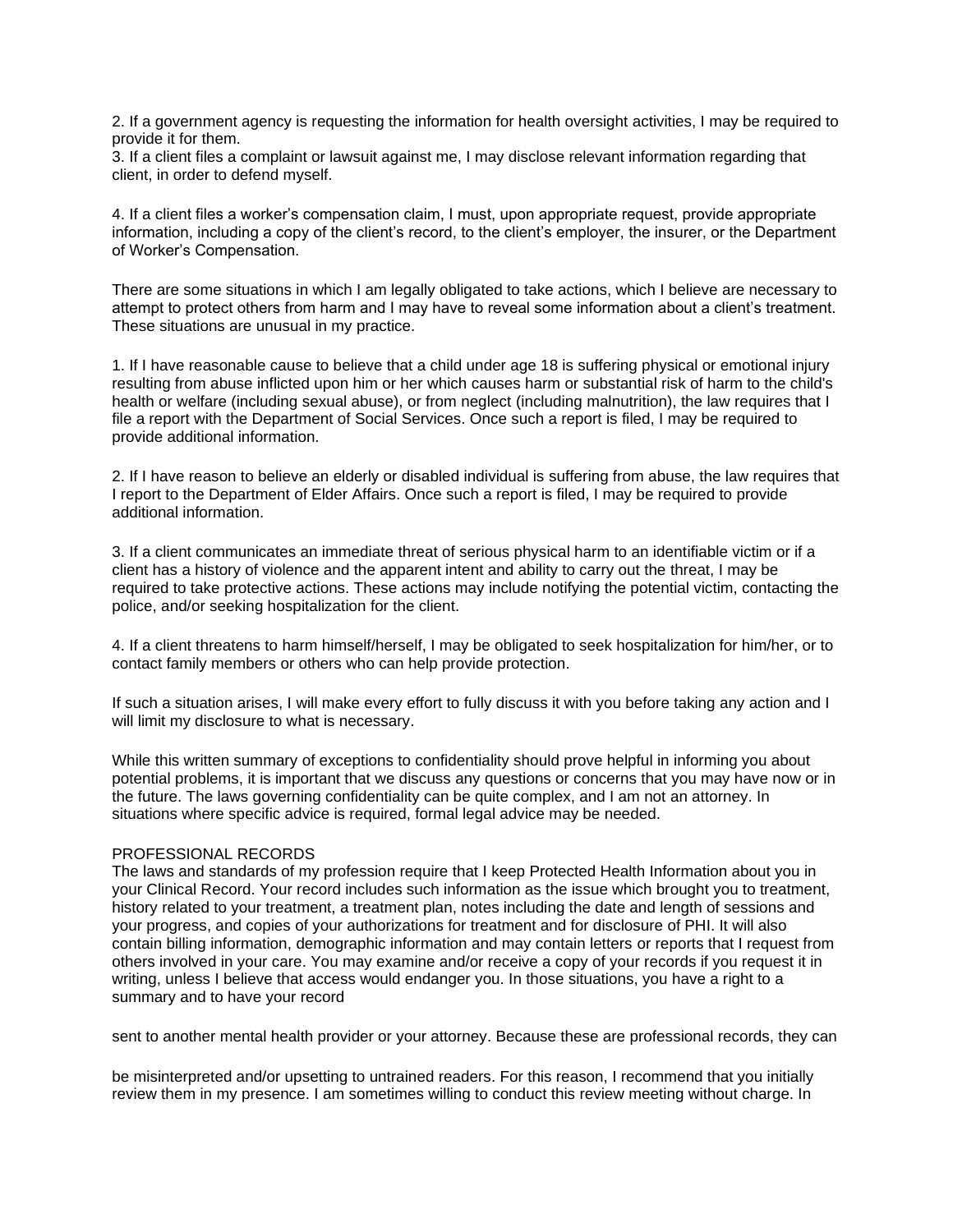2. If a government agency is requesting the information for health oversight activities, I may be required to provide it for them.
3. If a client files a complaint or lawsuit against me, I may disclose relevant information regarding that client, in order to defend myself.

4. If a client files a worker's compensation claim, I must, upon appropriate request, provide appropriate information, including a copy of the client's record, to the client's employer, the insurer, or the Department of Worker's Compensation.

There are some situations in which I am legally obligated to take actions, which I believe are necessary to attempt to protect others from harm and I may have to reveal some information about a client's treatment. These situations are unusual in my practice.

1. If I have reasonable cause to believe that a child under age 18 is suffering physical or emotional injury resulting from abuse inflicted upon him or her which causes harm or substantial risk of harm to the child's health or welfare (including sexual abuse), or from neglect (including malnutrition), the law requires that I file a report with the Department of Social Services. Once such a report is filed, I may be required to provide additional information.

2. If I have reason to believe an elderly or disabled individual is suffering from abuse, the law requires that I report to the Department of Elder Affairs. Once such a report is filed, I may be required to provide additional information.

3. If a client communicates an immediate threat of serious physical harm to an identifiable victim or if a client has a history of violence and the apparent intent and ability to carry out the threat, I may be required to take protective actions. These actions may include notifying the potential victim, contacting the police, and/or seeking hospitalization for the client.

4. If a client threatens to harm himself/herself, I may be obligated to seek hospitalization for him/her, or to contact family members or others who can help provide protection.

If such a situation arises, I will make every effort to fully discuss it with you before taking any action and I will limit my disclosure to what is necessary.

While this written summary of exceptions to confidentiality should prove helpful in informing you about potential problems, it is important that we discuss any questions or concerns that you may have now or in the future. The laws governing confidentiality can be quite complex, and I am not an attorney. In situations where specific advice is required, formal legal advice may be needed.

PROFESSIONAL RECORDS

The laws and standards of my profession require that I keep Protected Health Information about you in your Clinical Record. Your record includes such information as the issue which brought you to treatment, history related to your treatment, a treatment plan, notes including the date and length of sessions and your progress, and copies of your authorizations for treatment and for disclosure of PHI. It will also contain billing information, demographic information and may contain letters or reports that I request from others involved in your care. You may examine and/or receive a copy of your records if you request it in writing, unless I believe that access would endanger you. In those situations, you have a right to a summary and to have your record sent to another mental health provider or your attorney. Because these are professional records, they can be misinterpreted and/or upsetting to untrained readers. For this reason, I recommend that you initially review them in my presence. I am sometimes willing to conduct this review meeting without charge. In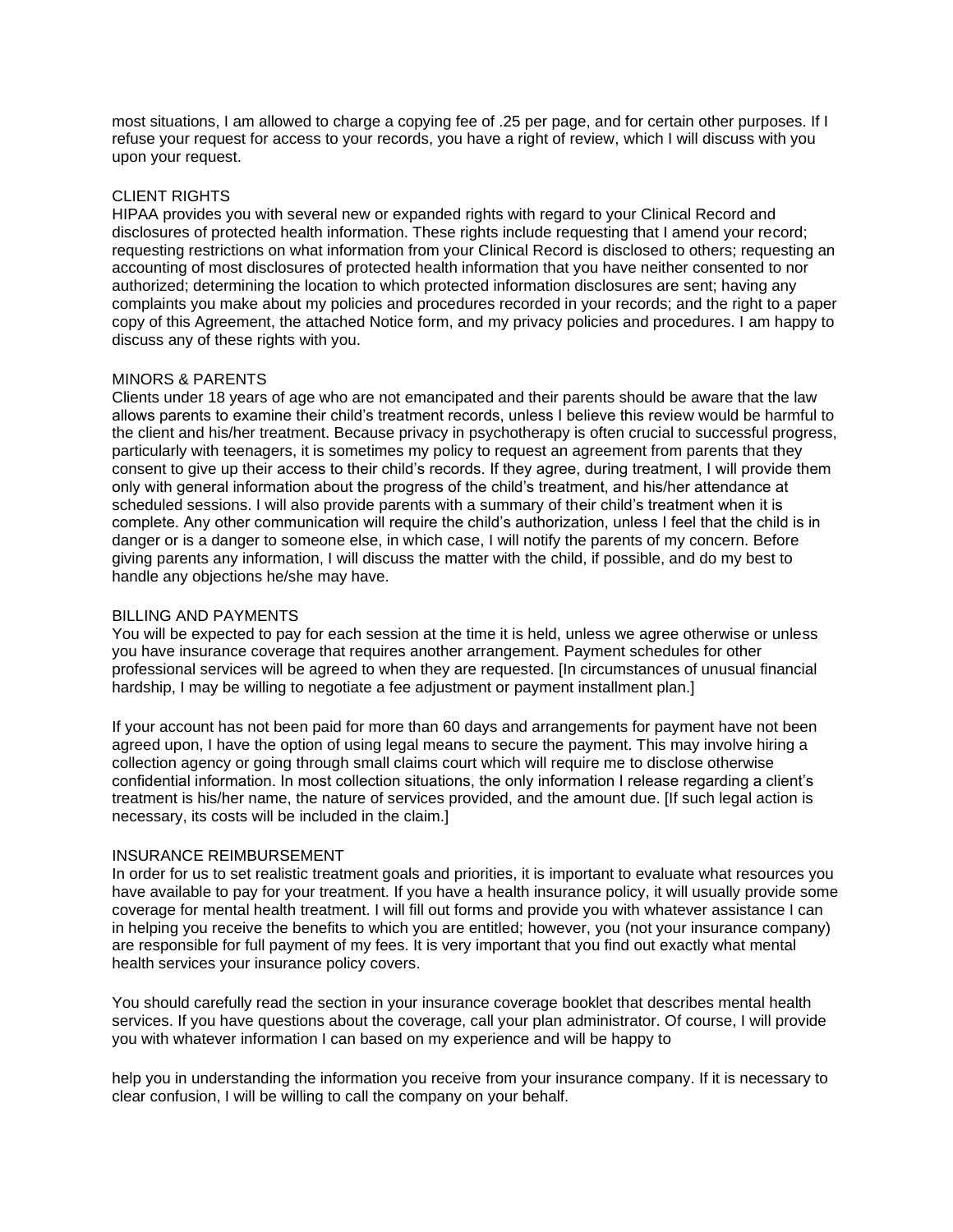most situations, I am allowed to charge a copying fee of .25 per page, and for certain other purposes. If I refuse your request for access to your records, you have a right of review, which I will discuss with you upon your request.

## CLIENT RIGHTS

HIPAA provides you with several new or expanded rights with regard to your Clinical Record and disclosures of protected health information. These rights include requesting that I amend your record; requesting restrictions on what information from your Clinical Record is disclosed to others; requesting an accounting of most disclosures of protected health information that you have neither consented to nor authorized; determining the location to which protected information disclosures are sent; having any complaints you make about my policies and procedures recorded in your records; and the right to a paper copy of this Agreement, the attached Notice form, and my privacy policies and procedures. I am happy to discuss any of these rights with you.

## MINORS & PARENTS

Clients under 18 years of age who are not emancipated and their parents should be aware that the law allows parents to examine their child's treatment records, unless I believe this review would be harmful to the client and his/her treatment. Because privacy in psychotherapy is often crucial to successful progress, particularly with teenagers, it is sometimes my policy to request an agreement from parents that they consent to give up their access to their child's records. If they agree, during treatment, I will provide them only with general information about the progress of the child's treatment, and his/her attendance at scheduled sessions. I will also provide parents with a summary of their child's treatment when it is complete. Any other communication will require the child's authorization, unless I feel that the child is in danger or is a danger to someone else, in which case, I will notify the parents of my concern. Before giving parents any information, I will discuss the matter with the child, if possible, and do my best to handle any objections he/she may have.

## BILLING AND PAYMENTS

You will be expected to pay for each session at the time it is held, unless we agree otherwise or unless you have insurance coverage that requires another arrangement. Payment schedules for other professional services will be agreed to when they are requested. [In circumstances of unusual financial hardship, I may be willing to negotiate a fee adjustment or payment installment plan.]

If your account has not been paid for more than 60 days and arrangements for payment have not been agreed upon, I have the option of using legal means to secure the payment. This may involve hiring a collection agency or going through small claims court which will require me to disclose otherwise confidential information. In most collection situations, the only information I release regarding a client's treatment is his/her name, the nature of services provided, and the amount due. [If such legal action is necessary, its costs will be included in the claim.]

## INSURANCE REIMBURSEMENT

In order for us to set realistic treatment goals and priorities, it is important to evaluate what resources you have available to pay for your treatment. If you have a health insurance policy, it will usually provide some coverage for mental health treatment. I will fill out forms and provide you with whatever assistance I can in helping you receive the benefits to which you are entitled; however, you (not your insurance company) are responsible for full payment of my fees. It is very important that you find out exactly what mental health services your insurance policy covers.

You should carefully read the section in your insurance coverage booklet that describes mental health services. If you have questions about the coverage, call your plan administrator. Of course, I will provide you with whatever information I can based on my experience and will be happy to help you in understanding the information you receive from your insurance company. If it is necessary to clear confusion, I will be willing to call the company on your behalf.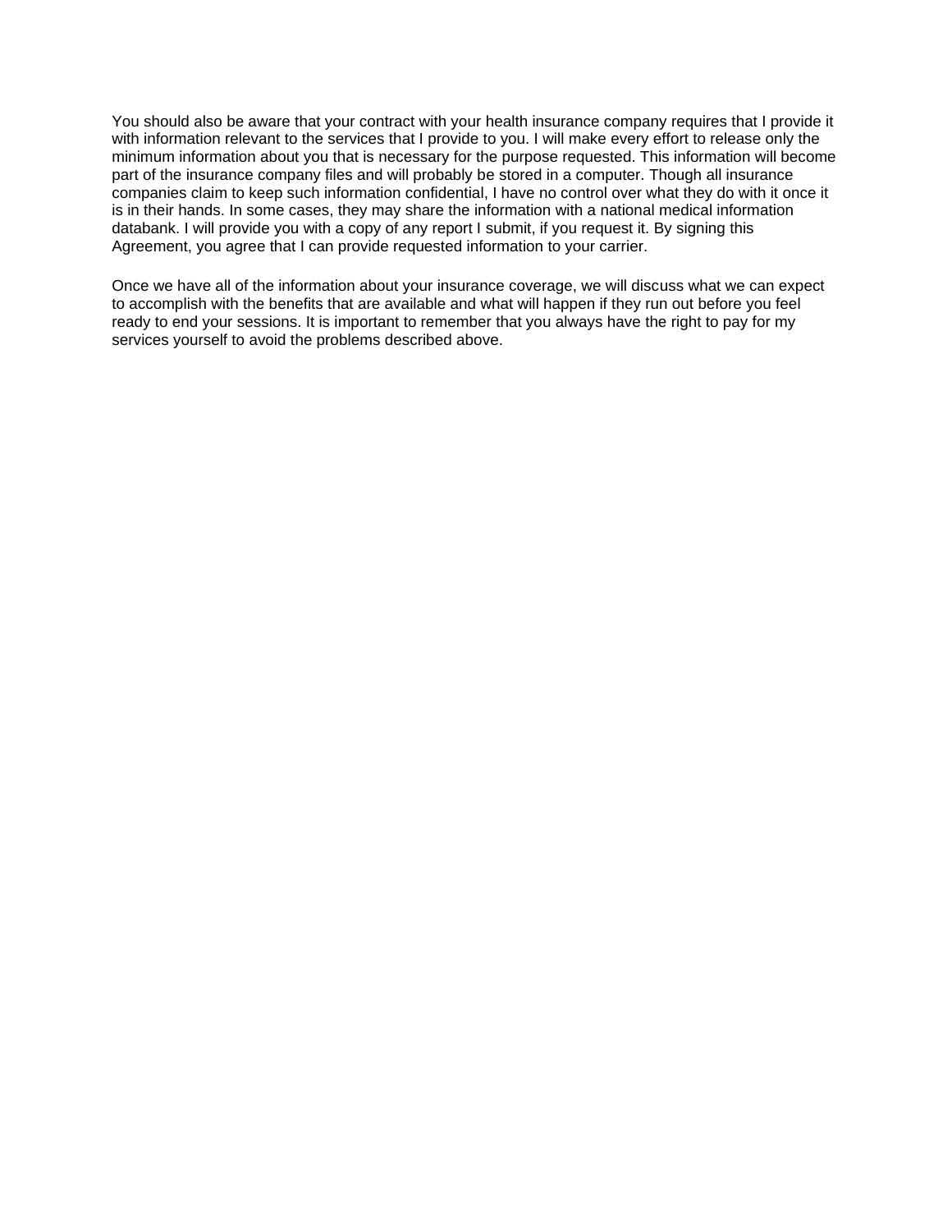You should also be aware that your contract with your health insurance company requires that I provide it with information relevant to the services that I provide to you. I will make every effort to release only the minimum information about you that is necessary for the purpose requested. This information will become part of the insurance company files and will probably be stored in a computer. Though all insurance companies claim to keep such information confidential, I have no control over what they do with it once it is in their hands. In some cases, they may share the information with a national medical information databank. I will provide you with a copy of any report I submit, if you request it. By signing this Agreement, you agree that I can provide requested information to your carrier.

Once we have all of the information about your insurance coverage, we will discuss what we can expect to accomplish with the benefits that are available and what will happen if they run out before you feel ready to end your sessions. It is important to remember that you always have the right to pay for my services yourself to avoid the problems described above.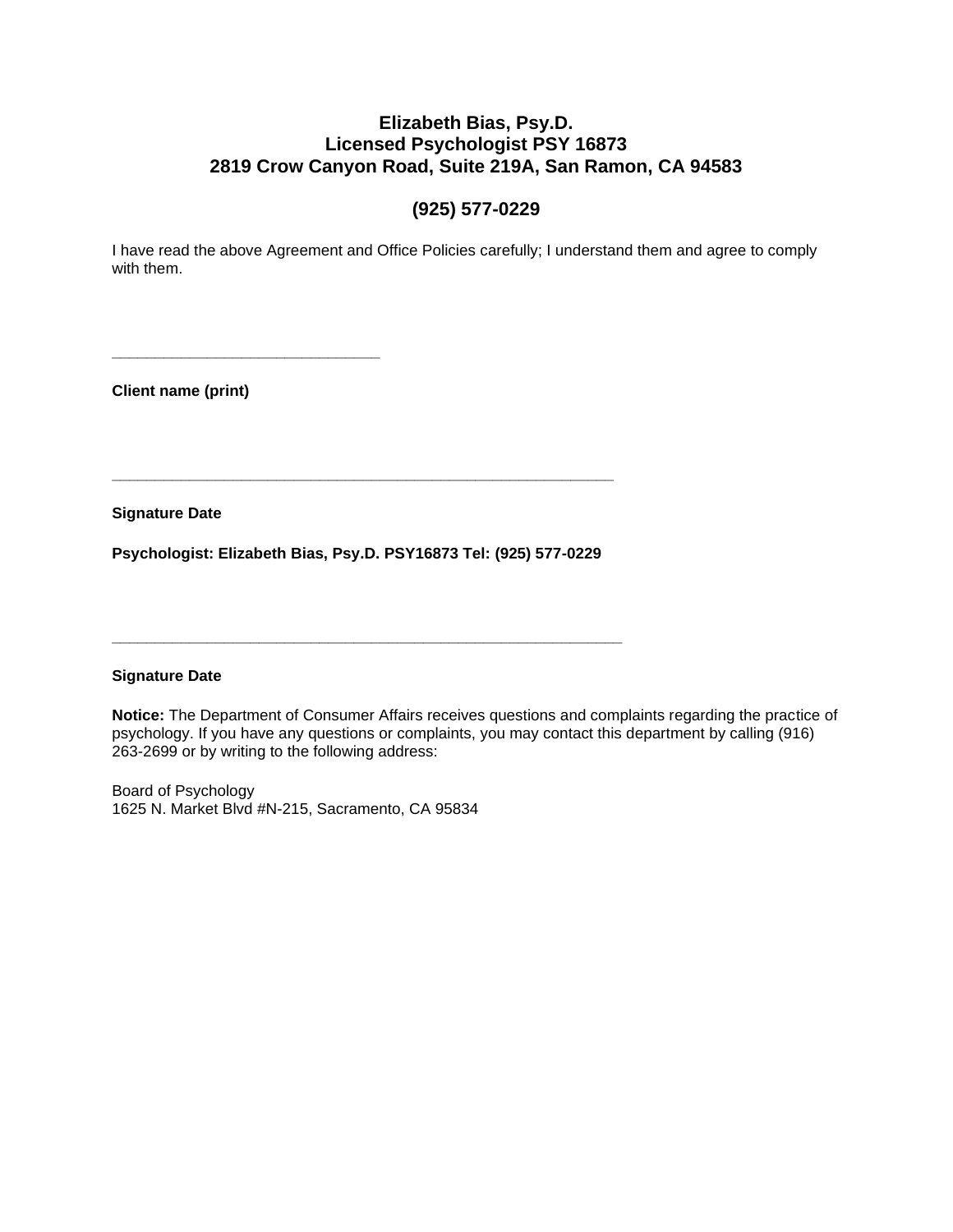**Elizabeth Bias, Psy.D.**
**Licensed Psychologist PSY 16873**
**2819 Crow Canyon Road, Suite 219A, San Ramon, CA 94583**

**(925) 577-0229**

I have read the above Agreement and Office Policies carefully; I understand them and agree to comply with them.

______________________________

**Client name (print)**

________________________________________________________

**Signature Date**

**Psychologist: Elizabeth Bias, Psy.D. PSY16873 Tel: (925) 577-0229**

________________________________________________________

**Signature Date**

**Notice:** The Department of Consumer Affairs receives questions and complaints regarding the practice of psychology. If you have any questions or complaints, you may contact this department by calling (916) 263-2699 or by writing to the following address:

Board of Psychology
1625 N. Market Blvd #N-215, Sacramento, CA 95834